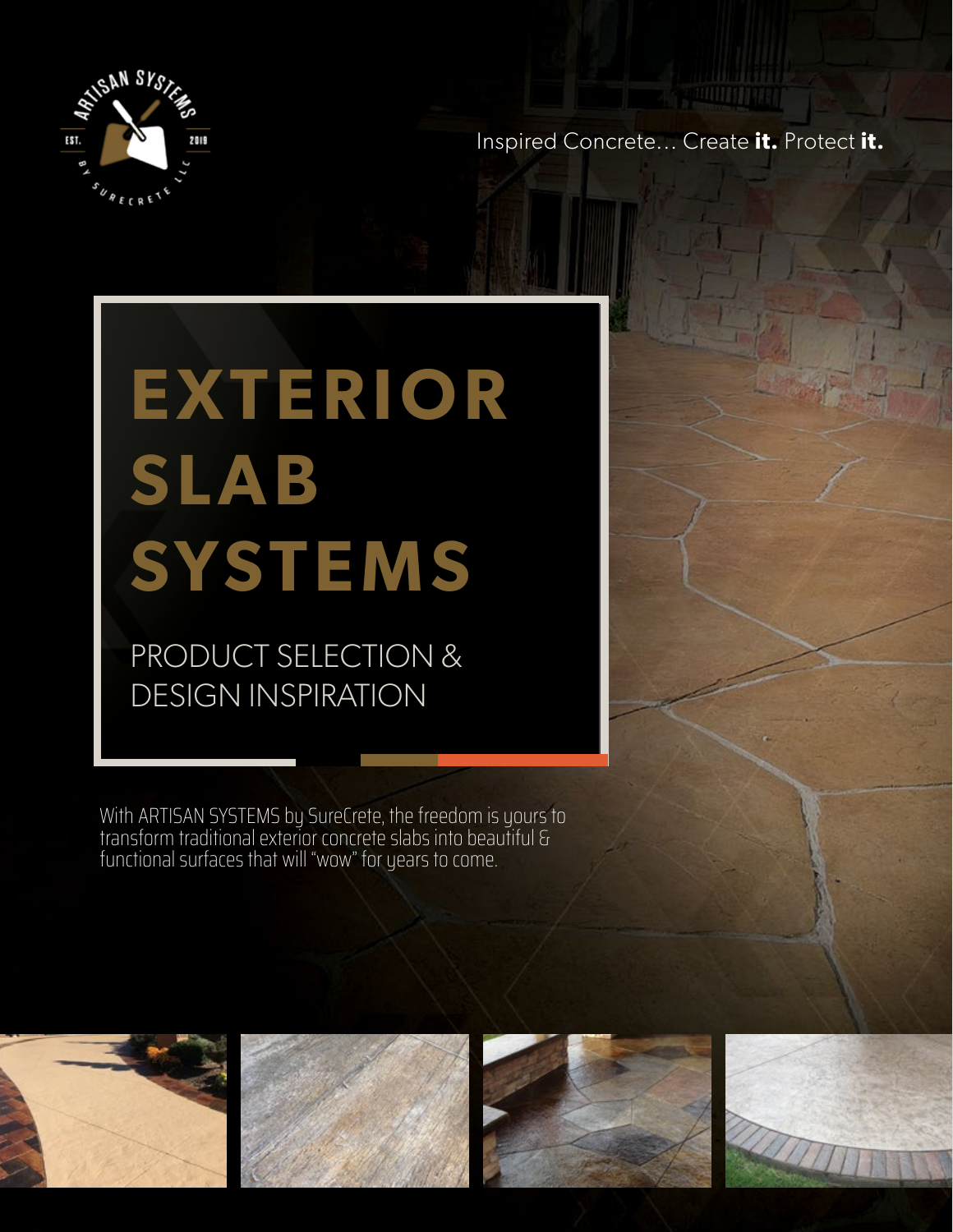Inspired Concrete... Create **it.** Protect **it.**

# EXTERIOR SLAB SYSTEMS

## PRODUCT SELECTION & DESIGN INSPIRATION

With ARTISAN SYSTEMS by SureCrete, the freedom is yours to transform traditional exterior concrete slabs into beautiful & functional surfaces that will "wow" for years to come.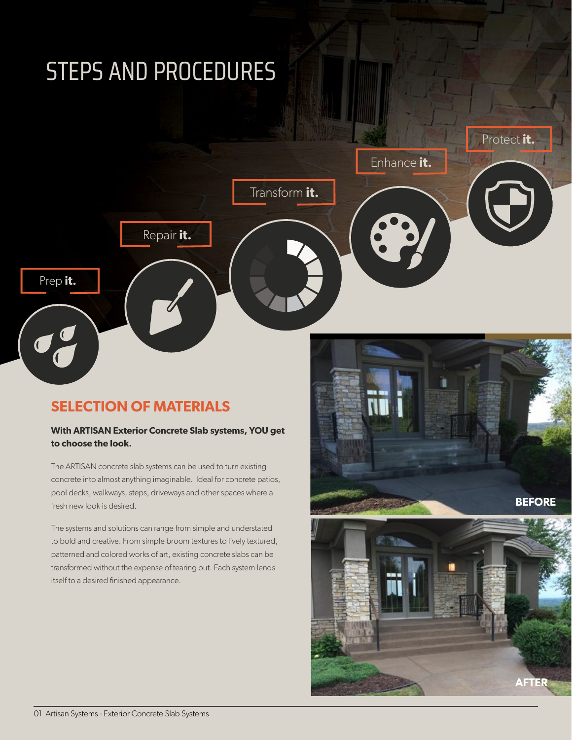# STEPS AND PROCEDURES

Prep **it.**

Repair **it.**

Transform **it.**

Enhance **it.**

Protect **it.**

## SELECTION OF MATERIALS

**With ARTISAN Exterior Concrete Slab systems, YOU get to choose the look.**

The ARTISAN concrete slab systems can be used to turn existing concrete into almost anything imaginable. Ideal for concrete patios, pool decks, walkways, steps, driveways and other spaces where a fresh new look is desired.

The systems and solutions can range from simple and understated to bold and creative. From simple broom textures to lively textured, patterned and colored works of art, existing concrete slabs can be transformed without the expense of tearing out. Each system lends itself to a desired finished appearance.

**BEFORE**

**AFTER**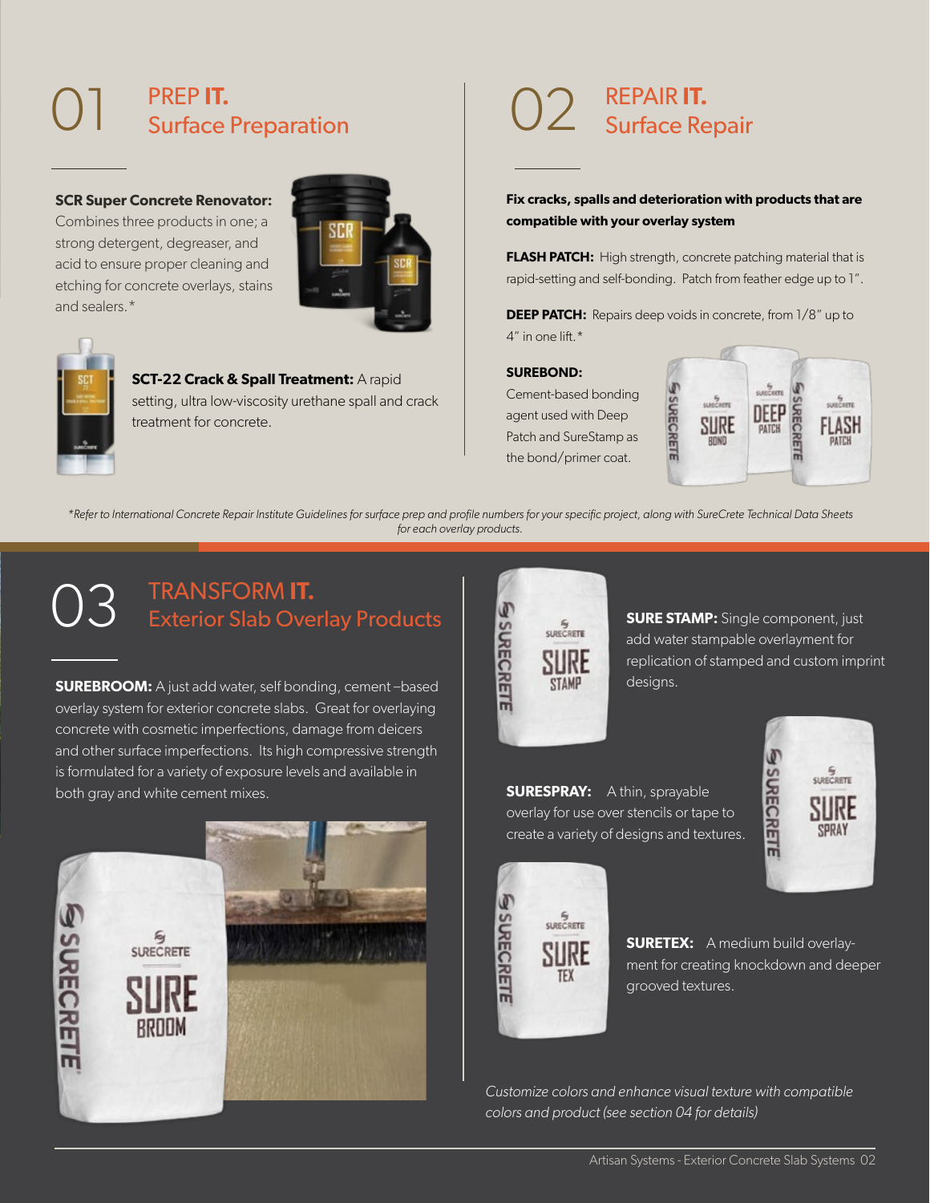## 01 PREP **IT.** Surface Preparation

**SCR Super Concrete Renovator:** Combines three products in one; a strong detergent, degreaser, and acid to ensure proper cleaning and etching for concrete overlays, stains and sealers.*

**SCT-22 Crack & Spall Treatment:** A rapid setting, ultra low-viscosity urethane spall and crack treatment for concrete.

## 02 REPAIR **IT.** Surface Repair

**Fix cracks, spalls and deterioration with products that are compatible with your overlay system**

**FLASH PATCH:** High strength, concrete patching material that is rapid-setting and self-bonding. Patch from feather edge up to 1".

**DEEP PATCH:** Repairs deep voids in concrete, from 1/8" up to 4" in one lift.*

**SUREBOND:** Cement-based bonding agent used with Deep Patch and SureStamp as the bond/primer coat.

*\*Refer to International Concrete Repair Institute Guidelines for surface prep and profile numbers for your specific project, along with SureCrete Technical Data Sheets for each overlay products.*

## 03 TRANSFORM **IT.** Exterior Slab Overlay Products

**SUREBROOM:** A just add water, self bonding, cement –based overlay system for exterior concrete slabs. Great for overlaying concrete with cosmetic imperfections, damage from deicers and other surface imperfections. Its high compressive strength is formulated for a variety of exposure levels and available in both gray and white cement mixes.

**SURE STAMP:** Single component, just add water stampable overlayment for replication of stamped and custom imprint designs.

**SURESPRAY:** A thin, sprayable overlay for use over stencils or tape to create a variety of designs and textures.

**SURETEX:** A medium build overlay-ment for creating knockdown and deeper grooved textures.

*Customize colors and enhance visual texture with compatible colors and product (see section 04 for details)*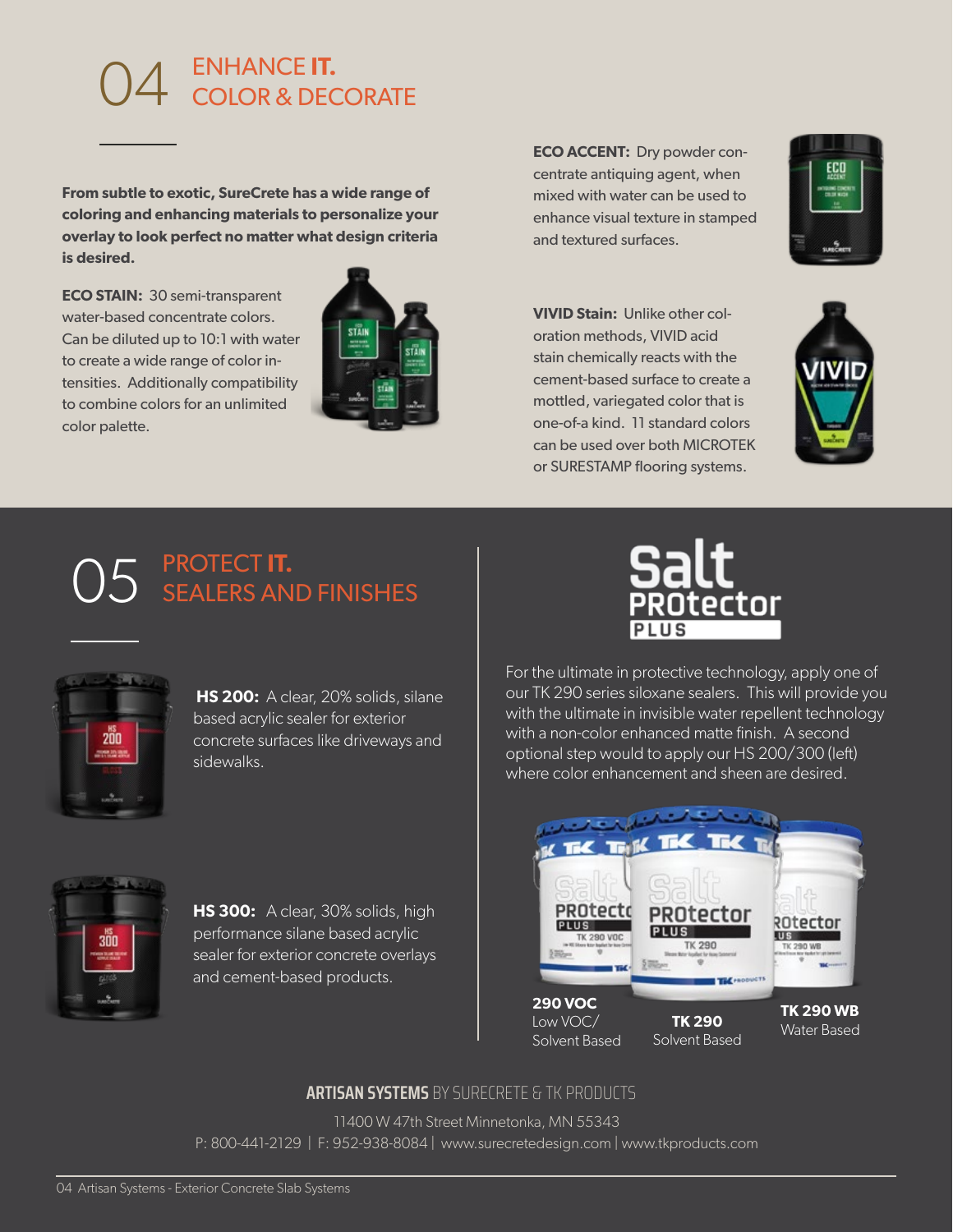# 04 ENHANCE **IT.** COLOR & DECORATE

**From subtle to exotic, SureCrete has a wide range of coloring and enhancing materials to personalize your overlay to look perfect no matter what design criteria is desired.**

**ECO STAIN:** 30 semi-transparent water-based concentrate colors. Can be diluted up to 10:1 with water to create a wide range of color intensities. Additionally compatibility to combine colors for an unlimited color palette.

**ECO ACCENT:** Dry powder concentrate antiquing agent, when mixed with water can be used to enhance visual texture in stamped and textured surfaces.

**VIVID Stain:** Unlike other coloration methods, VIVID acid stain chemically reacts with the cement-based surface to create a mottled, variegated color that is one-of-a kind. 11 standard colors can be used over both MICROTEK or SURESTAMP flooring systems.

# 05 PROTECT **IT.** SEALERS AND FINISHES

**HS 200:** A clear, 20% solids, silane based acrylic sealer for exterior concrete surfaces like driveways and sidewalks.

**HS 300:** A clear, 30% solids, high performance silane based acrylic sealer for exterior concrete overlays and cement-based products.

## Salt PROtector PLUS

For the ultimate in protective technology, apply one of our TK 290 series siloxane sealers. This will provide you with the ultimate in invisible water repellent technology with a non-color enhanced matte finish. A second optional step would to apply our HS 200/300 (left) where color enhancement and sheen are desired.

**290 VOC**
Low VOC/
Solvent Based

**TK 290**
Solvent Based

**TK 290 WB**
Water Based

**ARTISAN SYSTEMS** BY SURECRETE & TK PRODUCTS

11400 W 47th Street Minnetonka, MN 55343

P: 800-441-2129 | F: 952-938-8084 | www.surecretedesign.com | www.tkproducts.com